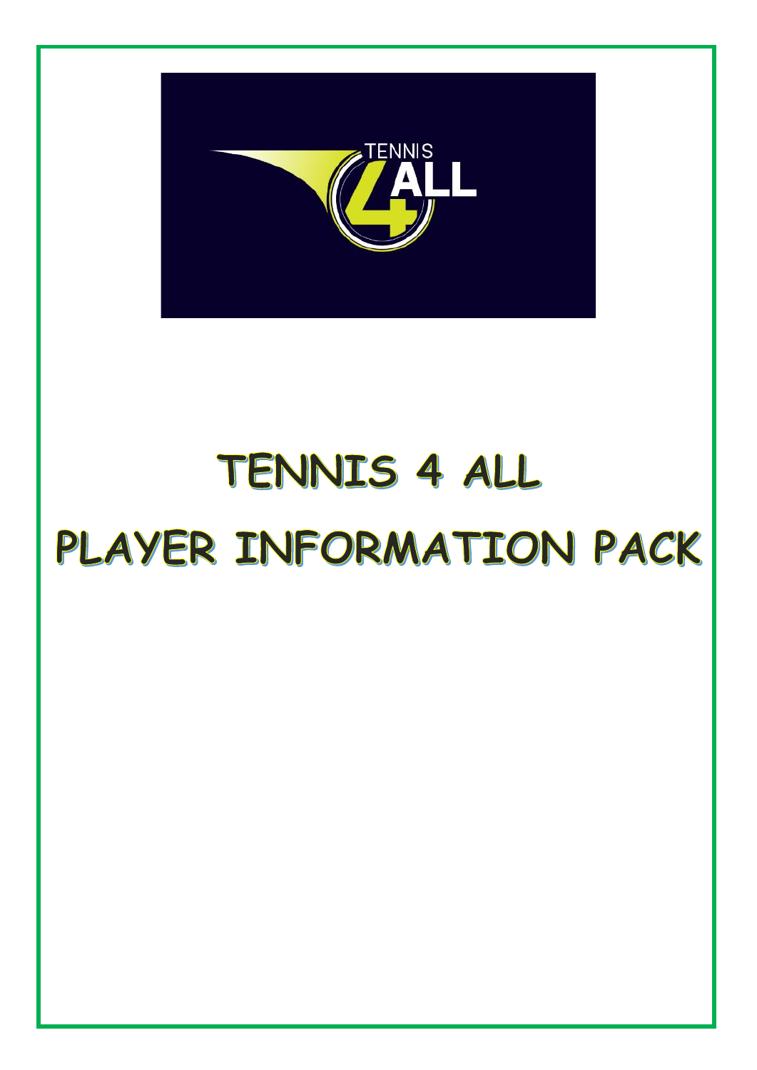# TENNIS 4 ALL

# PLAYER INFORMATION PACK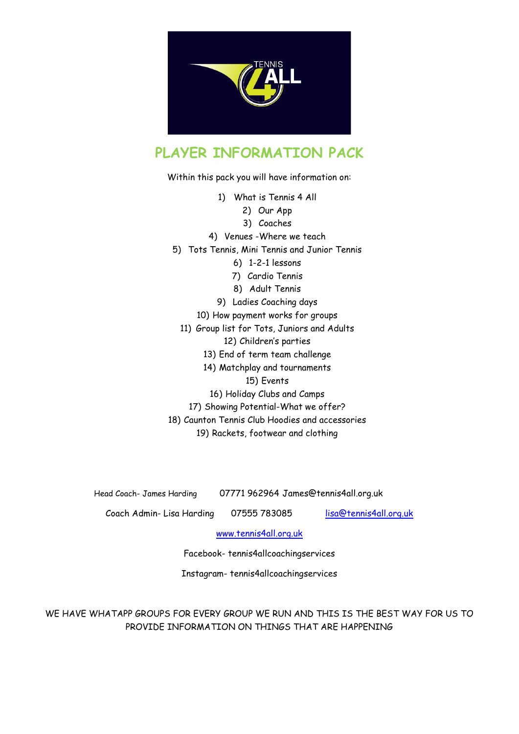# PLAYER INFORMATION PACK

Within this pack you will have information on:

1) What is Tennis 4 All
2) Our App
3) Coaches
4) Venues -Where we teach
5) Tots Tennis, Mini Tennis and Junior Tennis
6) 1-2-1 lessons
7) Cardio Tennis
8) Adult Tennis
9) Ladies Coaching days
10) How payment works for groups
11) Group list for Tots, Juniors and Adults
12) Children's parties
13) End of term team challenge
14) Matchplay and tournaments
15) Events
16) Holiday Clubs and Camps
17) Showing Potential-What we offer?
18) Caunton Tennis Club Hoodies and accessories
19) Rackets, footwear and clothing

Head Coach- James Harding 07771 962964 James@tennis4all.org.uk

Coach Admin- Lisa Harding 07555 783085 lisa@tennis4all.org.uk

www.tennis4all.org.uk

Facebook- tennis4allcoachingservices

Instagram- tennis4allcoachingservices

WE HAVE WHATAPP GROUPS FOR EVERY GROUP WE RUN AND THIS IS THE BEST WAY FOR US TO PROVIDE INFORMATION ON THINGS THAT ARE HAPPENING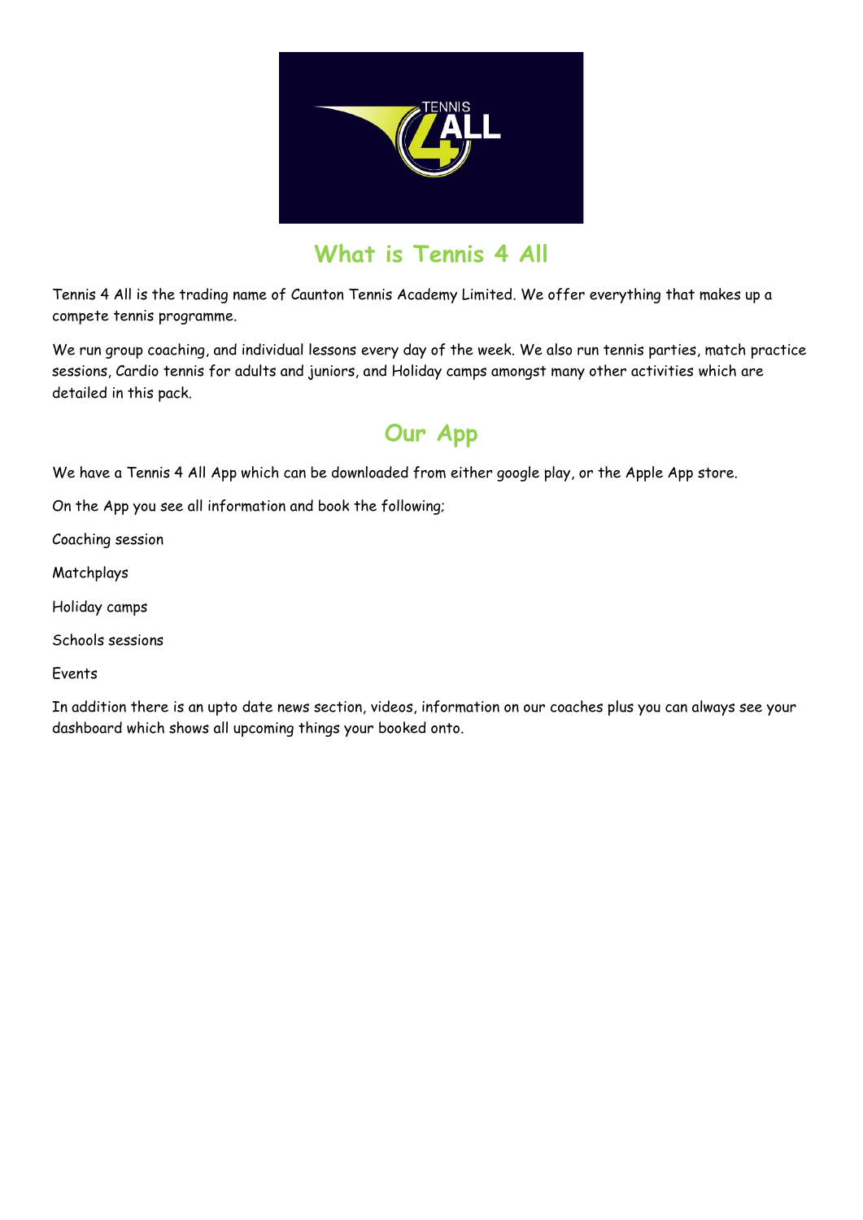## What is Tennis 4 All

Tennis 4 All is the trading name of Caunton Tennis Academy Limited. We offer everything that makes up a compete tennis programme.

We run group coaching, and individual lessons every day of the week. We also run tennis parties, match practice sessions, Cardio tennis for adults and juniors, and Holiday camps amongst many other activities which are detailed in this pack.

## Our App

We have a Tennis 4 All App which can be downloaded from either google play, or the Apple App store.

On the App you see all information and book the following;

Coaching session

Matchplays

Holiday camps

Schools sessions

Events

In addition there is an upto date news section, videos, information on our coaches plus you can always see your dashboard which shows all upcoming things your booked onto.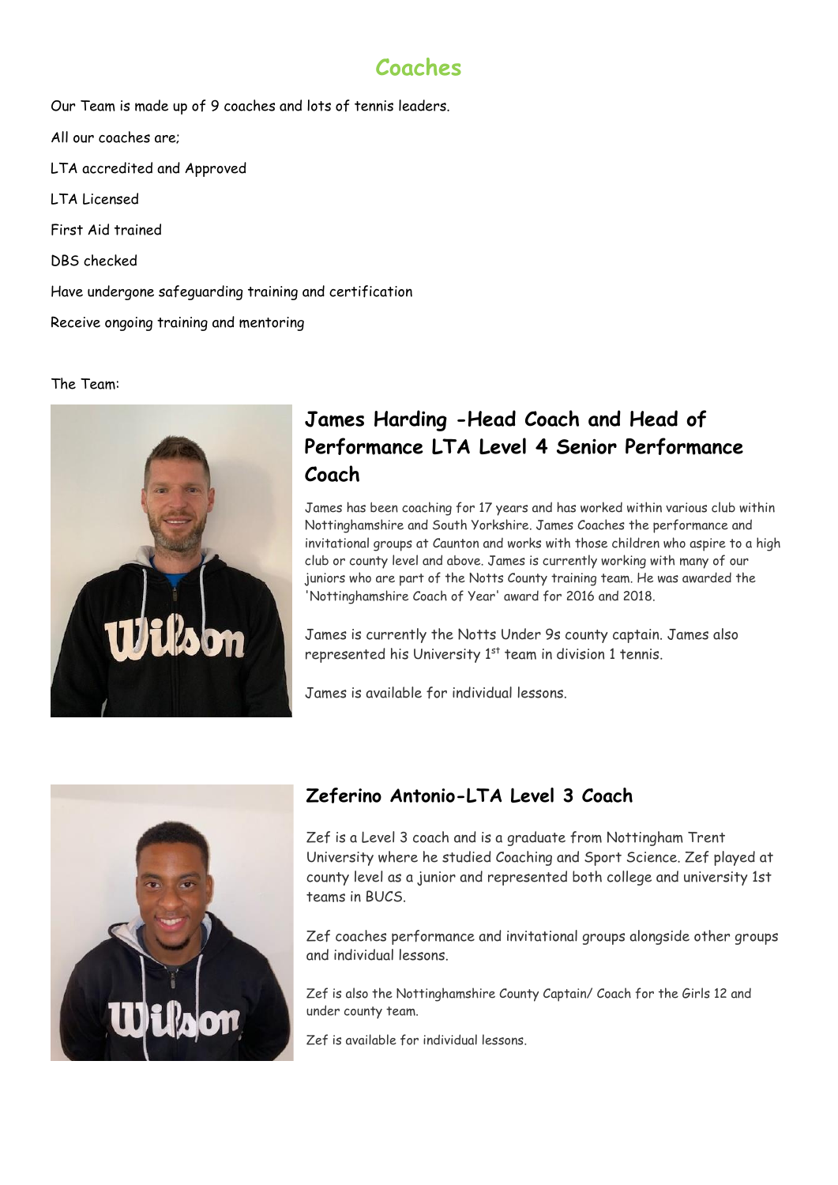# Coaches

Our Team is made up of 9 coaches and lots of tennis leaders.

All our coaches are;

LTA accredited and Approved

LTA Licensed

First Aid trained

DBS checked

Have undergone safeguarding training and certification

Receive ongoing training and mentoring

The Team:

## James Harding -Head Coach and Head of Performance LTA Level 4 Senior Performance Coach

James has been coaching for 17 years and has worked within various club within Nottinghamshire and South Yorkshire. James Coaches the performance and invitational groups at Caunton and works with those children who aspire to a high club or county level and above. James is currently working with many of our juniors who are part of the Notts County training team. He was awarded the 'Nottinghamshire Coach of Year' award for 2016 and 2018.

James is currently the Notts Under 9s county captain. James also represented his University 1st team in division 1 tennis.

James is available for individual lessons.

## Zeferino Antonio-LTA Level 3 Coach

Zef is a Level 3 coach and is a graduate from Nottingham Trent University where he studied Coaching and Sport Science. Zef played at county level as a junior and represented both college and university 1st teams in BUCS.

Zef coaches performance and invitational groups alongside other groups and individual lessons.

Zef is also the Nottinghamshire County Captain/ Coach for the Girls 12 and under county team.

Zef is available for individual lessons.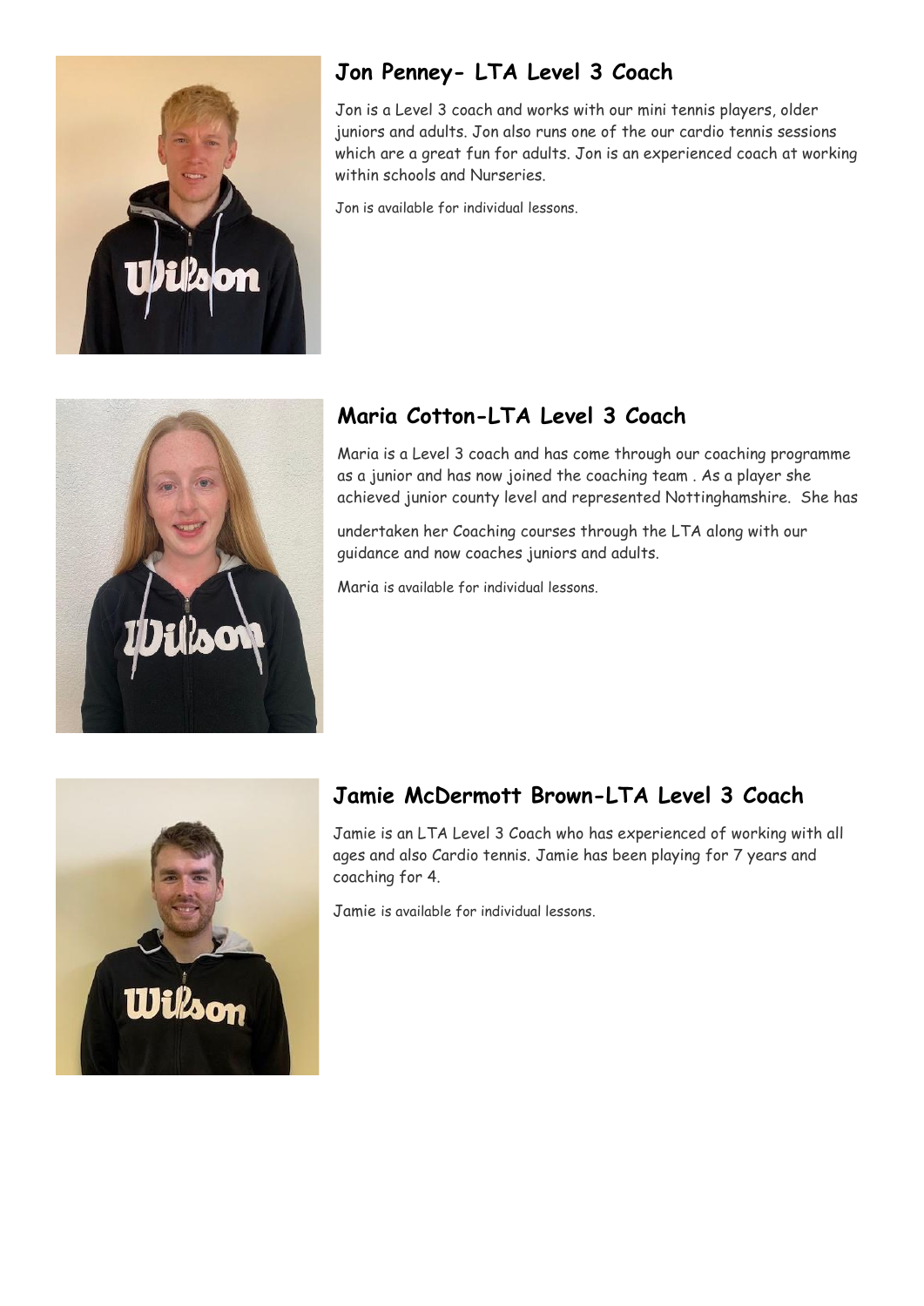## Jon Penney- LTA Level 3 Coach

Jon is a Level 3 coach and works with our mini tennis players, older juniors and adults. Jon also runs one of the our cardio tennis sessions which are a great fun for adults. Jon is an experienced coach at working within schools and Nurseries.

Jon is available for individual lessons.

## Maria Cotton-LTA Level 3 Coach

Maria is a Level 3 coach and has come through our coaching programme as a junior and has now joined the coaching team . As a player she achieved junior county level and represented Nottinghamshire. She has undertaken her Coaching courses through the LTA along with our guidance and now coaches juniors and adults.

Maria is available for individual lessons.

## Jamie McDermott Brown-LTA Level 3 Coach

Jamie is an LTA Level 3 Coach who has experienced of working with all ages and also Cardio tennis. Jamie has been playing for 7 years and coaching for 4.

Jamie is available for individual lessons.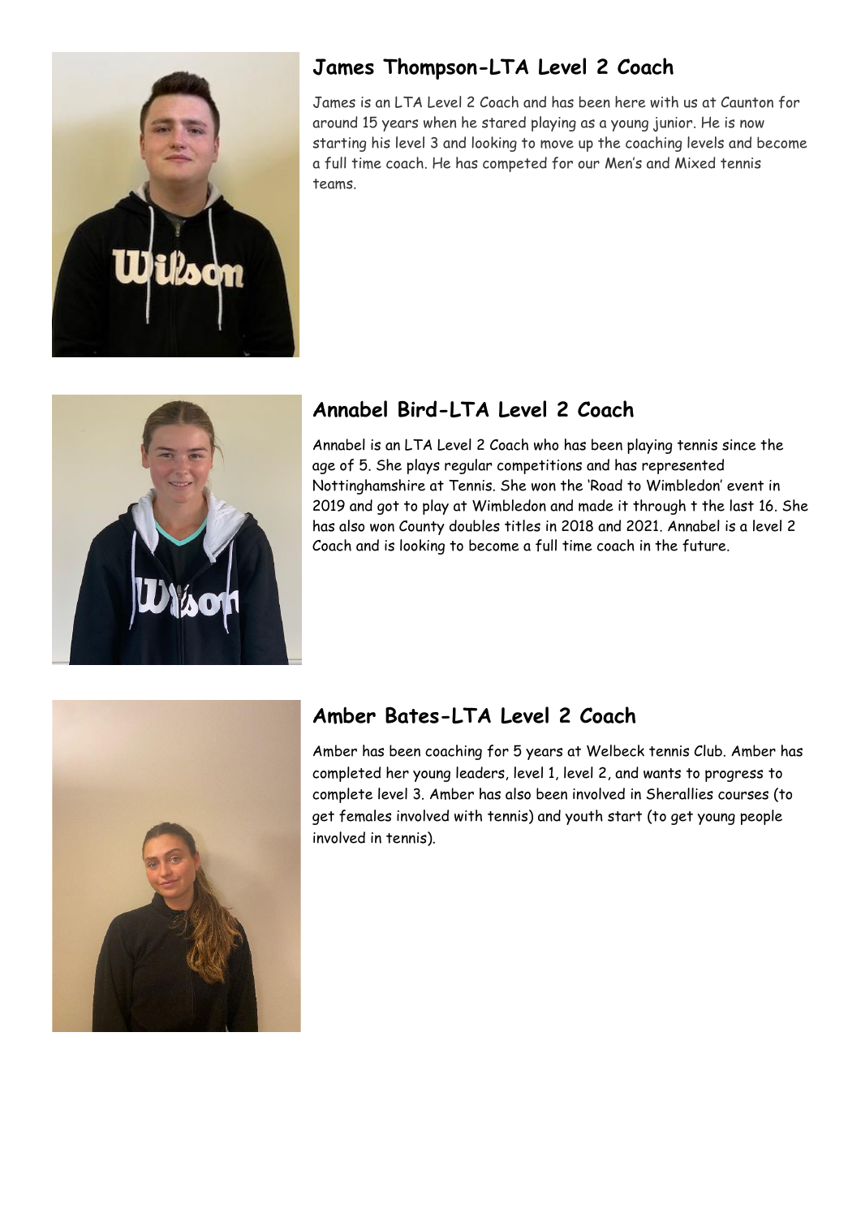## James Thompson-LTA Level 2 Coach

James is an LTA Level 2 Coach and has been here with us at Caunton for around 15 years when he stared playing as a young junior. He is now starting his level 3 and looking to move up the coaching levels and become a full time coach. He has competed for our Men's and Mixed tennis teams.

## Annabel Bird-LTA Level 2 Coach

Annabel is an LTA Level 2 Coach who has been playing tennis since the age of 5. She plays regular competitions and has represented Nottinghamshire at Tennis. She won the 'Road to Wimbledon' event in 2019 and got to play at Wimbledon and made it through t the last 16. She has also won County doubles titles in 2018 and 2021. Annabel is a level 2 Coach and is looking to become a full time coach in the future.

## Amber Bates-LTA Level 2 Coach

Amber has been coaching for 5 years at Welbeck tennis Club. Amber has completed her young leaders, level 1, level 2, and wants to progress to complete level 3. Amber has also been involved in Sherallies courses (to get females involved with tennis) and youth start (to get young people involved in tennis).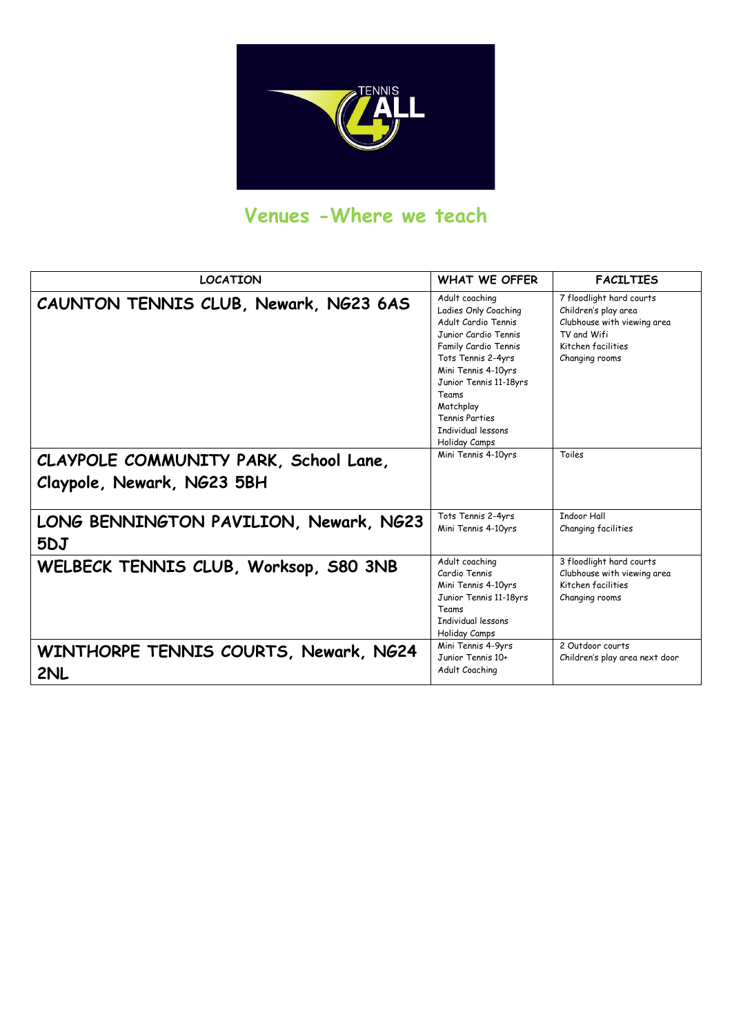## Venues -Where we teach

| LOCATION | WHAT WE OFFER | FACILTIES |
|---|---|---|
| **CAUNTON TENNIS CLUB, Newark, NG23 6AS** | Adult coaching<br>Ladies Only Coaching<br>Adult Cardio Tennis<br>Junior Cardio Tennis<br>Family Cardio Tennis<br>Tots Tennis 2-4yrs<br>Mini Tennis 4-10yrs<br>Junior Tennis 11-18yrs<br>Teams<br>Matchplay<br>Tennis Parties<br>Individual lessons<br>Holiday Camps | 7 floodlight hard courts<br>Children's play area<br>Clubhouse with viewing area<br>TV and Wifi<br>Kitchen facilities<br>Changing rooms |
| **CLAYPOLE COMMUNITY PARK, School Lane, Claypole, Newark, NG23 5BH** | Mini Tennis 4-10yrs | Toiles |
| **LONG BENNINGTON PAVILION, Newark, NG23 5DJ** | Tots Tennis 2-4yrs<br>Mini Tennis 4-10yrs | Indoor Hall<br>Changing facilities |
| **WELBECK TENNIS CLUB, Worksop, S80 3NB** | Adult coaching<br>Cardio Tennis<br>Mini Tennis 4-10yrs<br>Junior Tennis 11-18yrs<br>Teams<br>Individual lessons<br>Holiday Camps | 3 floodlight hard courts<br>Clubhouse with viewing area<br>Kitchen facilities<br>Changing rooms |
| **WINTHORPE TENNIS COURTS, Newark, NG24 2NL** | Mini Tennis 4-9yrs<br>Junior Tennis 10+<br>Adult Coaching | 2 Outdoor courts<br>Children's play area next door |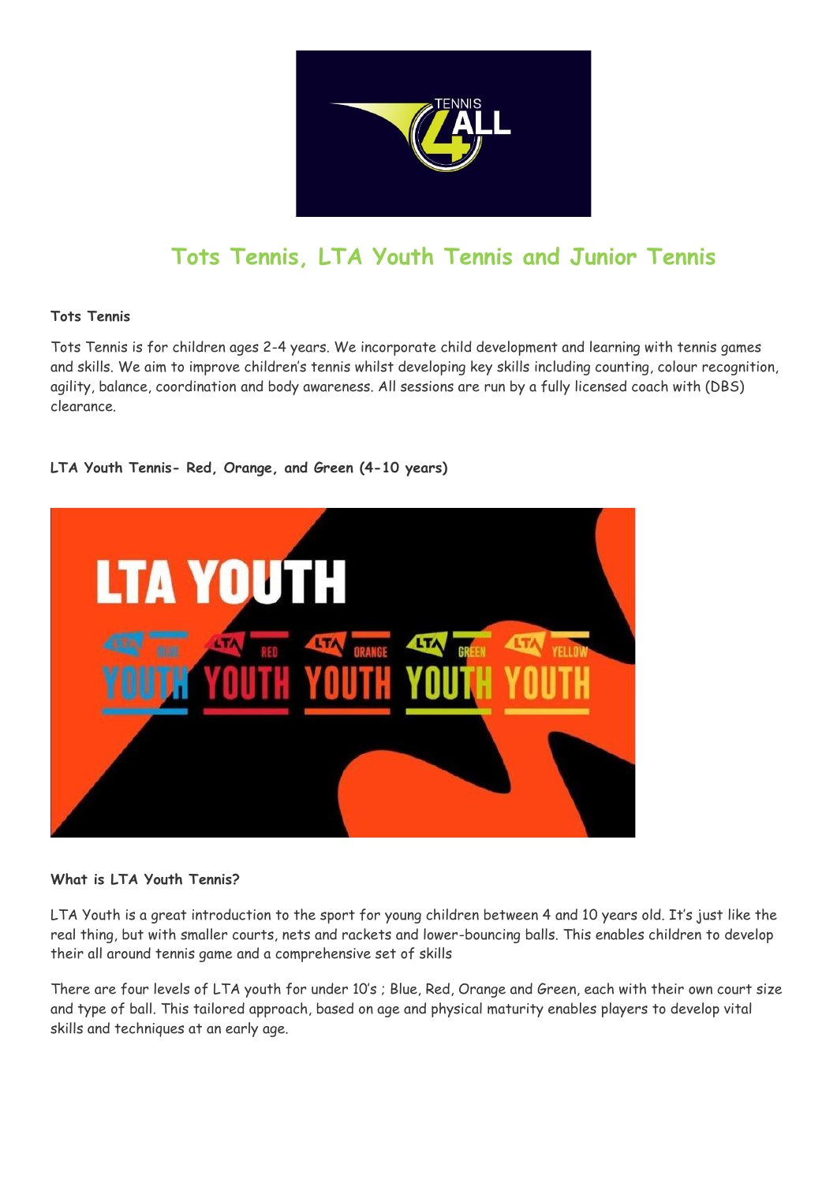## Tots Tennis, LTA Youth Tennis and Junior Tennis

**Tots Tennis**

Tots Tennis is for children ages 2-4 years. We incorporate child development and learning with tennis games and skills. We aim to improve children's tennis whilst developing key skills including counting, colour recognition, agility, balance, coordination and body awareness. All sessions are run by a fully licensed coach with (DBS) clearance.

**LTA Youth Tennis- Red, Orange, and Green (4-10 years)**

**What is LTA Youth Tennis?**

LTA Youth is a great introduction to the sport for young children between 4 and 10 years old. It's just like the real thing, but with smaller courts, nets and rackets and lower-bouncing balls. This enables children to develop their all around tennis game and a comprehensive set of skills

There are four levels of LTA youth for under 10's ; Blue, Red, Orange and Green, each with their own court size and type of ball. This tailored approach, based on age and physical maturity enables players to develop vital skills and techniques at an early age.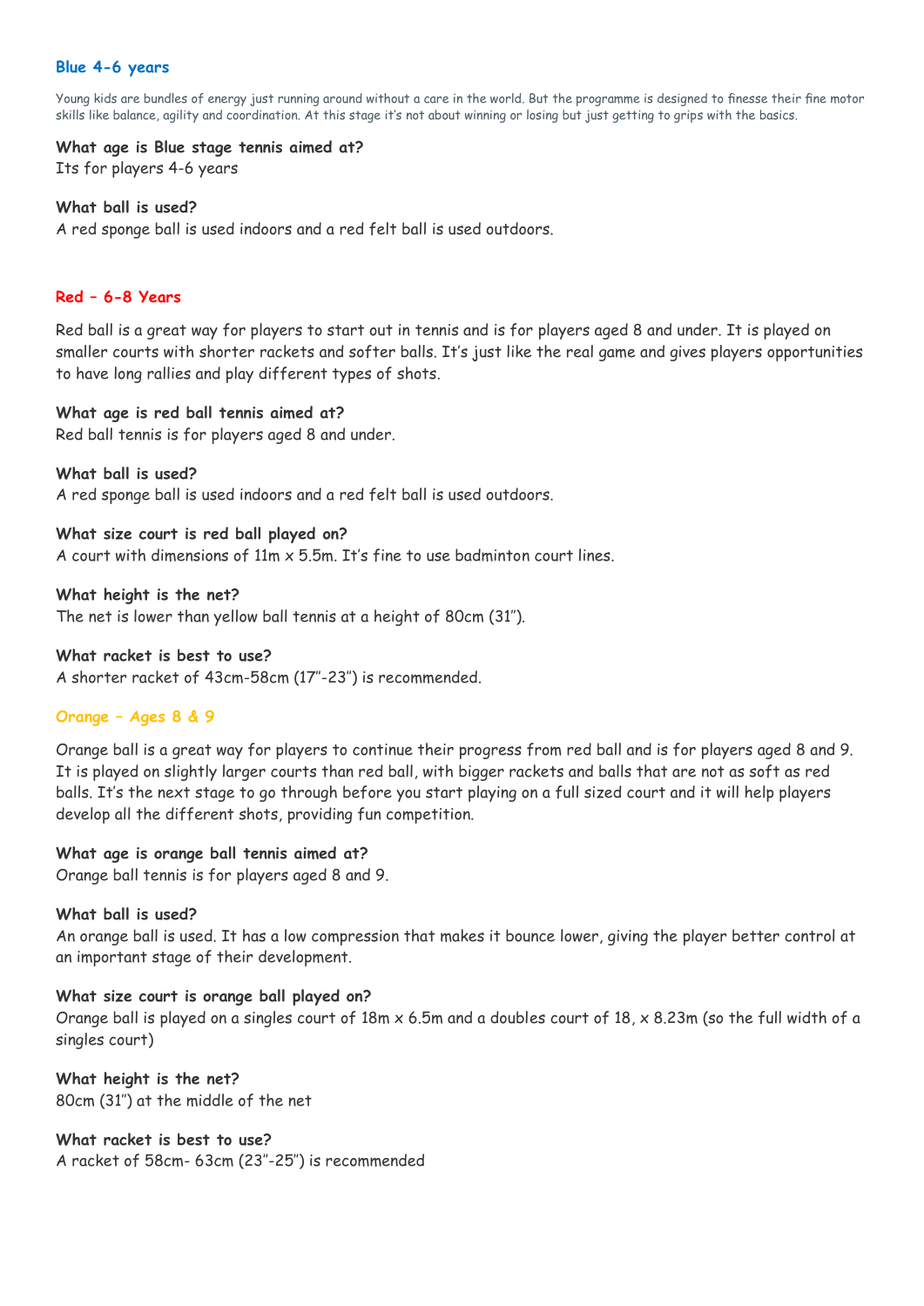### Blue 4-6 years

Young kids are bundles of energy just running around without a care in the world. But the programme is designed to finesse their fine motor skills like balance, agility and coordination. At this stage it's not about winning or losing but just getting to grips with the basics.

**What age is Blue stage tennis aimed at?**
Its for players 4-6 years

**What ball is used?**
A red sponge ball is used indoors and a red felt ball is used outdoors.

### Red – 6-8 Years

Red ball is a great way for players to start out in tennis and is for players aged 8 and under. It is played on smaller courts with shorter rackets and softer balls. It's just like the real game and gives players opportunities to have long rallies and play different types of shots.

**What age is red ball tennis aimed at?**
Red ball tennis is for players aged 8 and under.

**What ball is used?**
A red sponge ball is used indoors and a red felt ball is used outdoors.

**What size court is red ball played on?**
A court with dimensions of 11m x 5.5m. It's fine to use badminton court lines.

**What height is the net?**
The net is lower than yellow ball tennis at a height of 80cm (31").

**What racket is best to use?**
A shorter racket of 43cm-58cm (17"-23") is recommended.

### Orange – Ages 8 & 9

Orange ball is a great way for players to continue their progress from red ball and is for players aged 8 and 9. It is played on slightly larger courts than red ball, with bigger rackets and balls that are not as soft as red balls. It's the next stage to go through before you start playing on a full sized court and it will help players develop all the different shots, providing fun competition.

**What age is orange ball tennis aimed at?**
Orange ball tennis is for players aged 8 and 9.

**What ball is used?**
An orange ball is used. It has a low compression that makes it bounce lower, giving the player better control at an important stage of their development.

**What size court is orange ball played on?**
Orange ball is played on a singles court of 18m x 6.5m and a doubles court of 18, x 8.23m (so the full width of a singles court)

**What height is the net?**
80cm (31") at the middle of the net

**What racket is best to use?**
A racket of 58cm- 63cm (23"-25") is recommended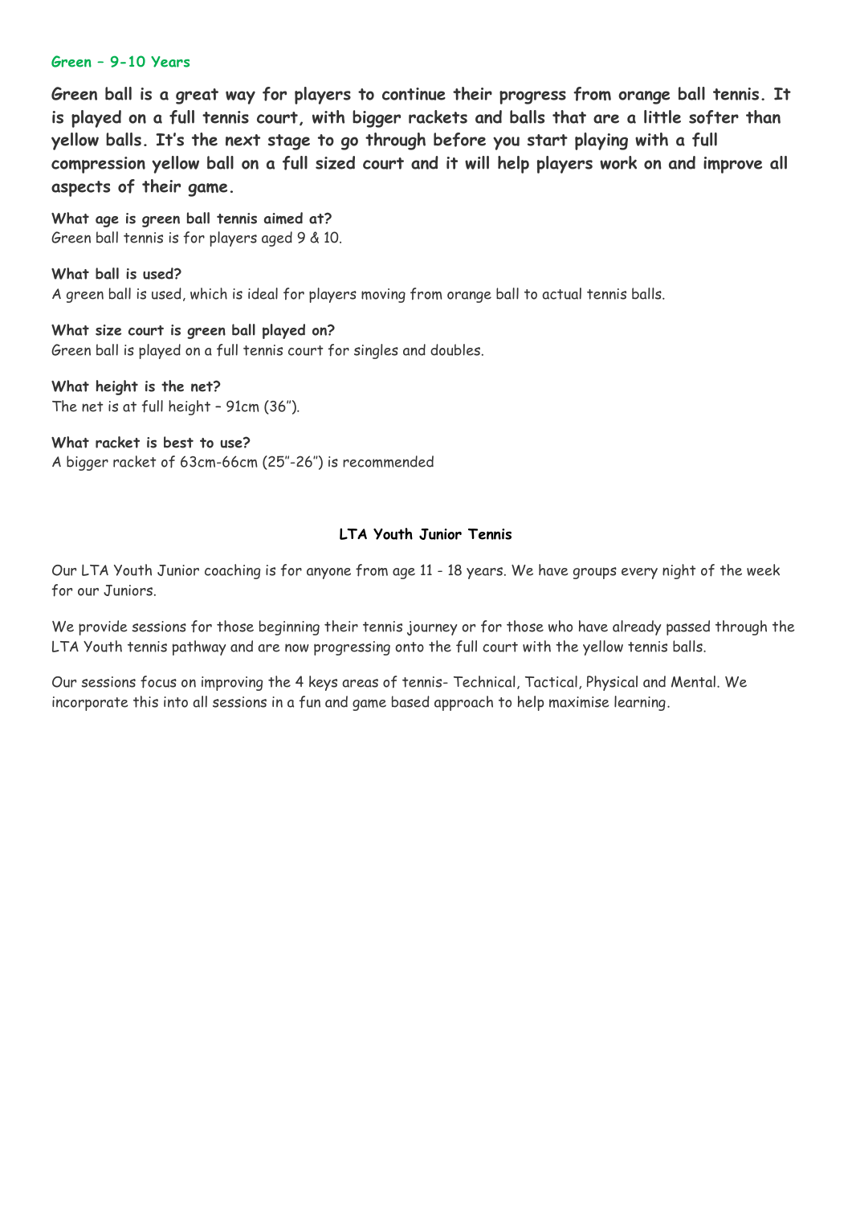## Green – 9-10 Years

**Green ball is a great way for players to continue their progress from orange ball tennis. It is played on a full tennis court, with bigger rackets and balls that are a little softer than yellow balls. It's the next stage to go through before you start playing with a full compression yellow ball on a full sized court and it will help players work on and improve all aspects of their game.**

**What age is green ball tennis aimed at?**
Green ball tennis is for players aged 9 & 10.

**What ball is used?**
A green ball is used, which is ideal for players moving from orange ball to actual tennis balls.

**What size court is green ball played on?**
Green ball is played on a full tennis court for singles and doubles.

**What height is the net?**
The net is at full height – 91cm (36").

**What racket is best to use?**
A bigger racket of 63cm-66cm (25"-26") is recommended

## LTA Youth Junior Tennis

Our LTA Youth Junior coaching is for anyone from age 11 - 18 years. We have groups every night of the week for our Juniors.

We provide sessions for those beginning their tennis journey or for those who have already passed through the LTA Youth tennis pathway and are now progressing onto the full court with the yellow tennis balls.

Our sessions focus on improving the 4 keys areas of tennis- Technical, Tactical, Physical and Mental. We incorporate this into all sessions in a fun and game based approach to help maximise learning.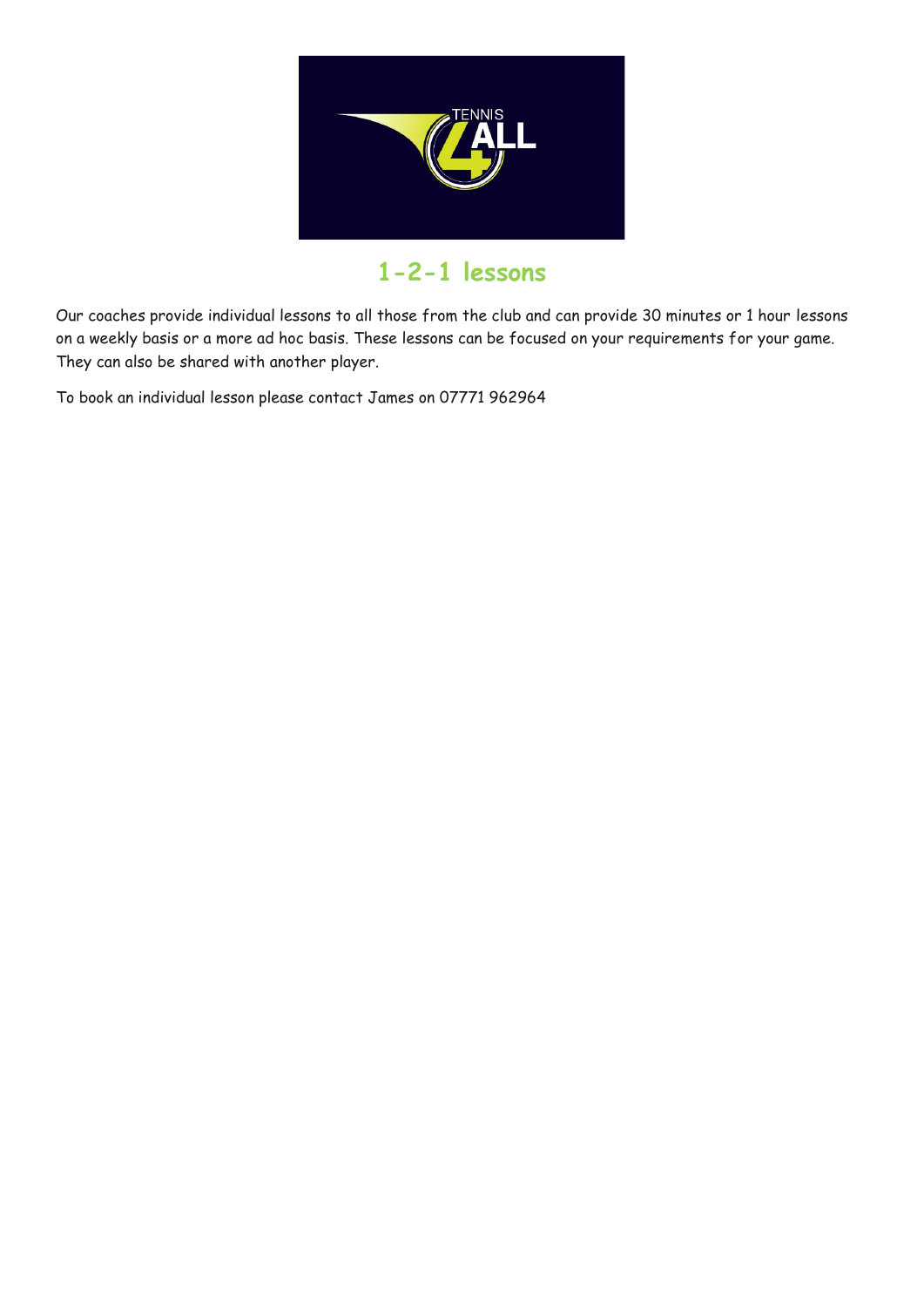# 1-2-1 lessons

Our coaches provide individual lessons to all those from the club and can provide 30 minutes or 1 hour lessons on a weekly basis or a more ad hoc basis. These lessons can be focused on your requirements for your game. They can also be shared with another player.

To book an individual lesson please contact James on 07771 962964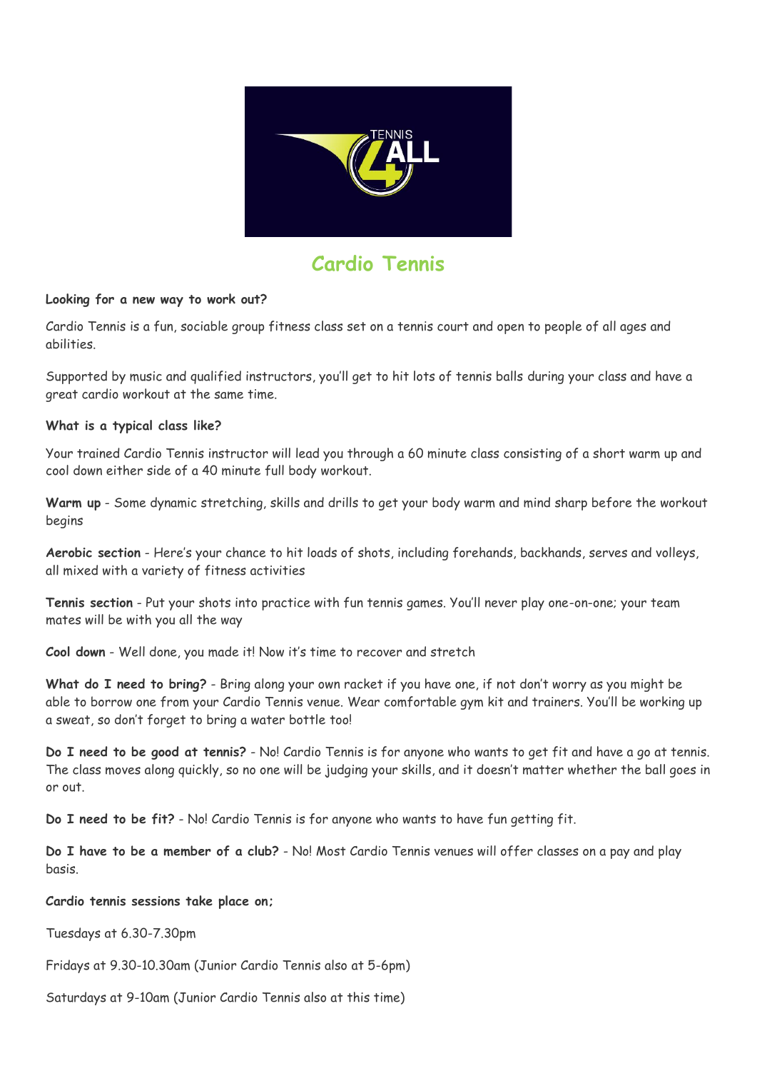# Cardio Tennis

**Looking for a new way to work out?**

Cardio Tennis is a fun, sociable group fitness class set on a tennis court and open to people of all ages and abilities.

Supported by music and qualified instructors, you'll get to hit lots of tennis balls during your class and have a great cardio workout at the same time.

**What is a typical class like?**

Your trained Cardio Tennis instructor will lead you through a 60 minute class consisting of a short warm up and cool down either side of a 40 minute full body workout.

**Warm up** - Some dynamic stretching, skills and drills to get your body warm and mind sharp before the workout begins

**Aerobic section** - Here's your chance to hit loads of shots, including forehands, backhands, serves and volleys, all mixed with a variety of fitness activities

**Tennis section** - Put your shots into practice with fun tennis games. You'll never play one-on-one; your team mates will be with you all the way

**Cool down** - Well done, you made it! Now it's time to recover and stretch

**What do I need to bring?** - Bring along your own racket if you have one, if not don't worry as you might be able to borrow one from your Cardio Tennis venue. Wear comfortable gym kit and trainers. You'll be working up a sweat, so don't forget to bring a water bottle too!

**Do I need to be good at tennis?** - No! Cardio Tennis is for anyone who wants to get fit and have a go at tennis. The class moves along quickly, so no one will be judging your skills, and it doesn't matter whether the ball goes in or out.

**Do I need to be fit?** - No! Cardio Tennis is for anyone who wants to have fun getting fit.

**Do I have to be a member of a club?** - No! Most Cardio Tennis venues will offer classes on a pay and play basis.

**Cardio tennis sessions take place on;**

Tuesdays at 6.30-7.30pm

Fridays at 9.30-10.30am (Junior Cardio Tennis also at 5-6pm)

Saturdays at 9-10am (Junior Cardio Tennis also at this time)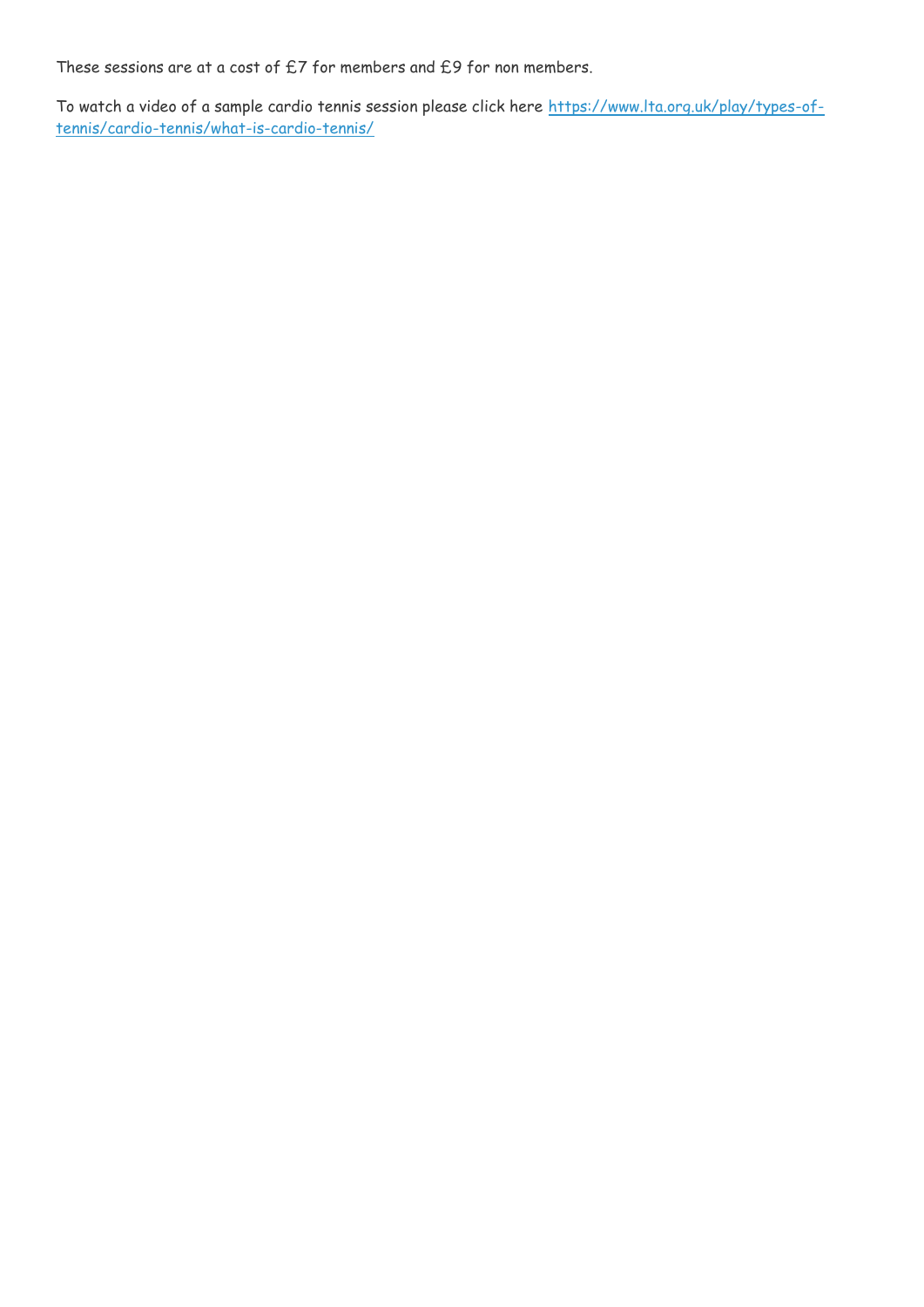These sessions are at a cost of £7 for members and £9 for non members.

To watch a video of a sample cardio tennis session please click here [https://www.lta.org.uk/play/types-of-tennis/cardio-tennis/what-is-cardio-tennis/](https://www.lta.org.uk/play/types-of-tennis/cardio-tennis/what-is-cardio-tennis/)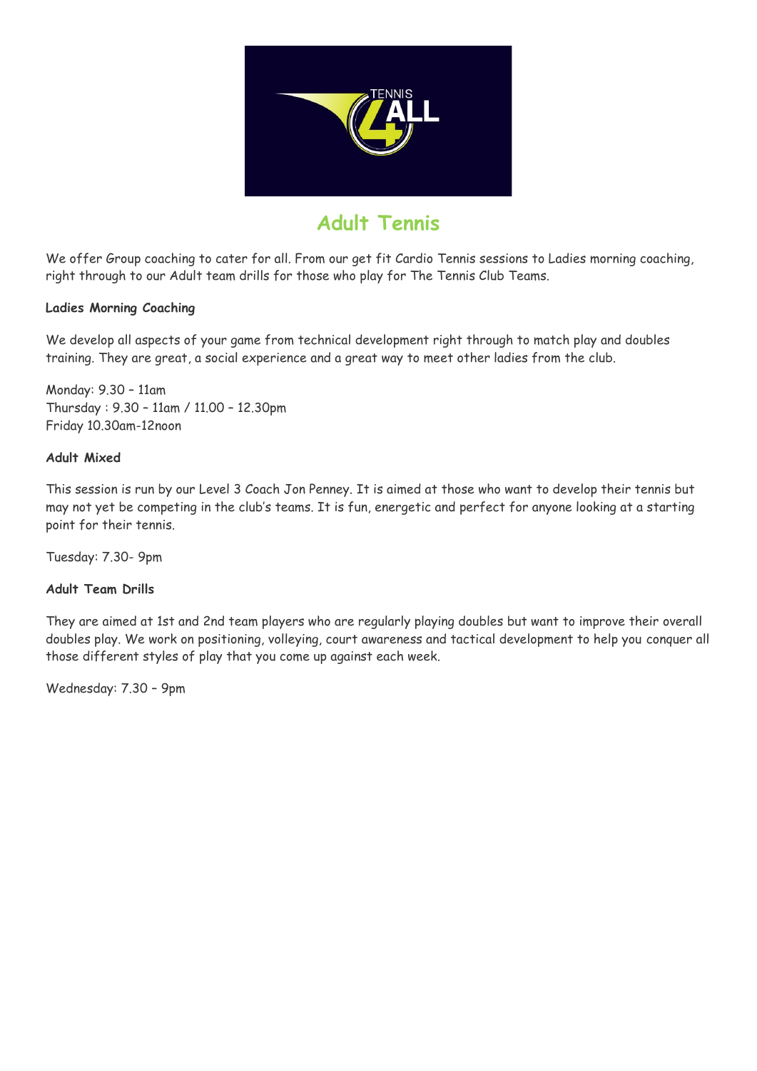# Adult Tennis

We offer Group coaching to cater for all. From our get fit Cardio Tennis sessions to Ladies morning coaching, right through to our Adult team drills for those who play for The Tennis Club Teams.

**Ladies Morning Coaching**

We develop all aspects of your game from technical development right through to match play and doubles training. They are great, a social experience and a great way to meet other ladies from the club.

Monday: 9.30 – 11am
Thursday : 9.30 – 11am / 11.00 – 12.30pm
Friday 10.30am-12noon

**Adult Mixed**

This session is run by our Level 3 Coach Jon Penney. It is aimed at those who want to develop their tennis but may not yet be competing in the club's teams. It is fun, energetic and perfect for anyone looking at a starting point for their tennis.

Tuesday: 7.30- 9pm

**Adult Team Drills**

They are aimed at 1st and 2nd team players who are regularly playing doubles but want to improve their overall doubles play. We work on positioning, volleying, court awareness and tactical development to help you conquer all those different styles of play that you come up against each week.

Wednesday: 7.30 – 9pm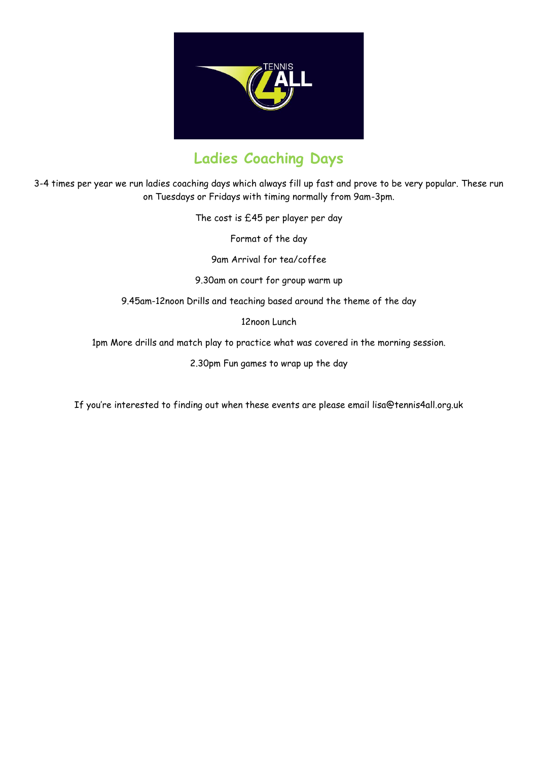# Ladies Coaching Days

3-4 times per year we run ladies coaching days which always fill up fast and prove to be very popular. These run on Tuesdays or Fridays with timing normally from 9am-3pm.

The cost is £45 per player per day

Format of the day

9am Arrival for tea/coffee

9.30am on court for group warm up

9.45am-12noon Drills and teaching based around the theme of the day

12noon Lunch

1pm More drills and match play to practice what was covered in the morning session.

2.30pm Fun games to wrap up the day

If you're interested to finding out when these events are please email lisa@tennis4all.org.uk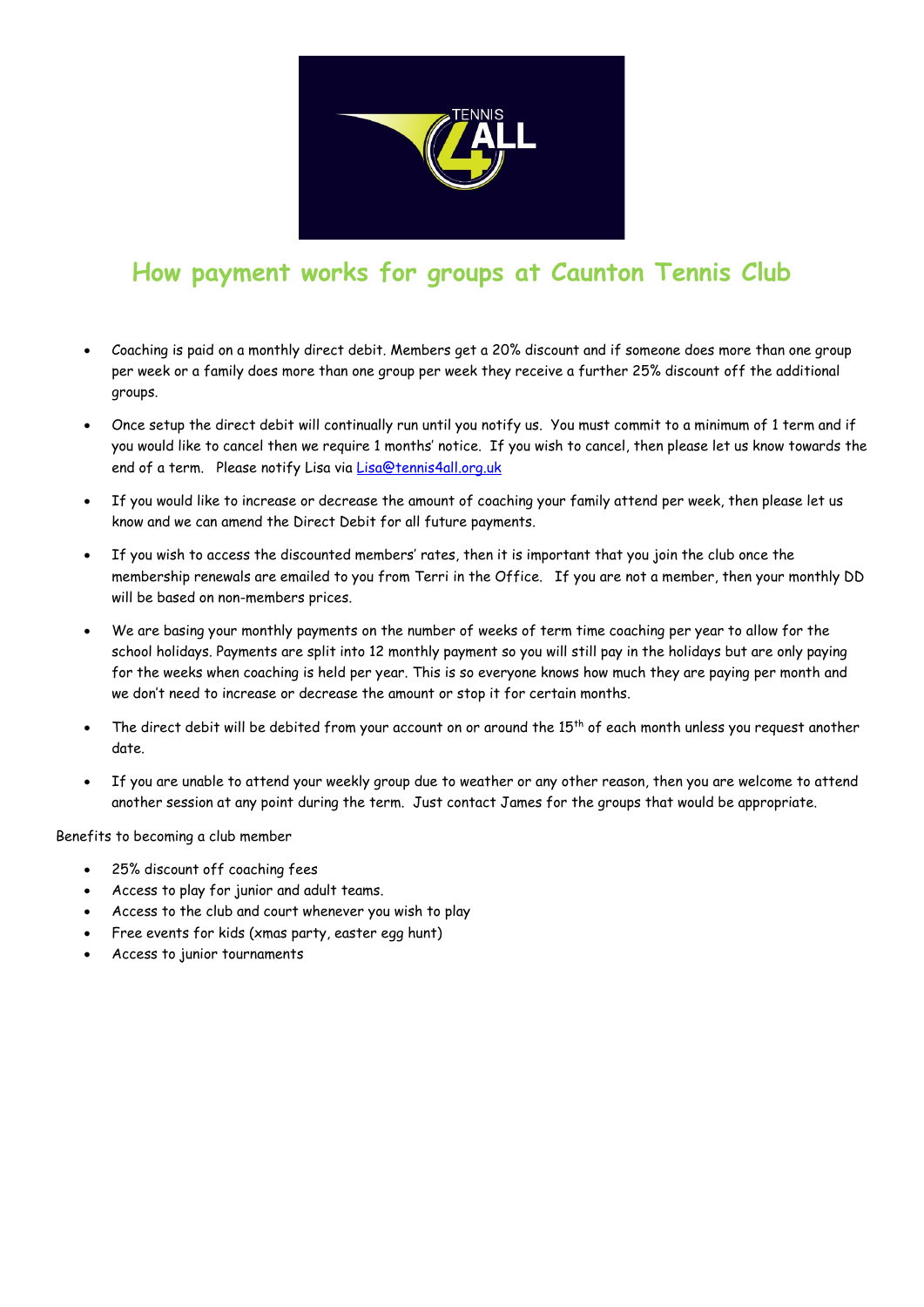# How payment works for groups at Caunton Tennis Club

- Coaching is paid on a monthly direct debit. Members get a 20% discount and if someone does more than one group per week or a family does more than one group per week they receive a further 25% discount off the additional groups.
- Once setup the direct debit will continually run until you notify us. You must commit to a minimum of 1 term and if you would like to cancel then we require 1 months' notice. If you wish to cancel, then please let us know towards the end of a term. Please notify Lisa via Lisa@tennis4all.org.uk
- If you would like to increase or decrease the amount of coaching your family attend per week, then please let us know and we can amend the Direct Debit for all future payments.
- If you wish to access the discounted members' rates, then it is important that you join the club once the membership renewals are emailed to you from Terri in the Office. If you are not a member, then your monthly DD will be based on non-members prices.
- We are basing your monthly payments on the number of weeks of term time coaching per year to allow for the school holidays. Payments are split into 12 monthly payment so you will still pay in the holidays but are only paying for the weeks when coaching is held per year. This is so everyone knows how much they are paying per month and we don't need to increase or decrease the amount or stop it for certain months.
- The direct debit will be debited from your account on or around the 15th of each month unless you request another date.
- If you are unable to attend your weekly group due to weather or any other reason, then you are welcome to attend another session at any point during the term. Just contact James for the groups that would be appropriate.

Benefits to becoming a club member

- 25% discount off coaching fees
- Access to play for junior and adult teams.
- Access to the club and court whenever you wish to play
- Free events for kids (xmas party, easter egg hunt)
- Access to junior tournaments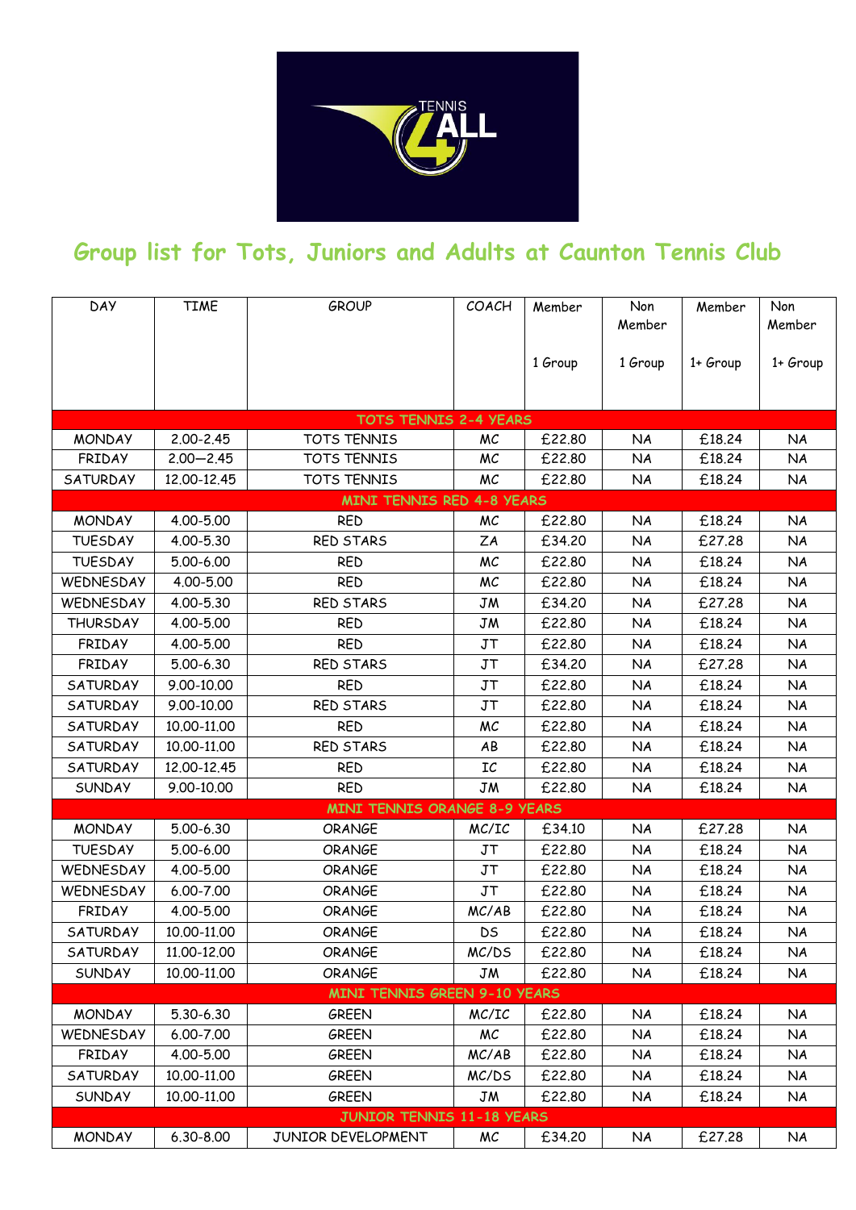TENNIS 4 ALL

# Group list for Tots, Juniors and Adults at Caunton Tennis Club

| DAY | TIME | GROUP | COACH | Member 1 Group | Non Member 1 Group | Member 1+ Group | Non Member 1+ Group |
|---|---|---|---|---|---|---|---|
| **TOTS TENNIS 2-4 YEARS** | | | | | | | |
| MONDAY | 2.00-2.45 | TOTS TENNIS | MC | £22.80 | NA | £18.24 | NA |
| FRIDAY | 2.00—2.45 | TOTS TENNIS | MC | £22.80 | NA | £18.24 | NA |
| SATURDAY | 12.00-12.45 | TOTS TENNIS | MC | £22.80 | NA | £18.24 | NA |
| **MINI TENNIS RED 4-8 YEARS** | | | | | | | |
| MONDAY | 4.00-5.00 | RED | MC | £22.80 | NA | £18.24 | NA |
| TUESDAY | 4.00-5.30 | RED STARS | ZA | £34.20 | NA | £27.28 | NA |
| TUESDAY | 5.00-6.00 | RED | MC | £22.80 | NA | £18.24 | NA |
| WEDNESDAY | 4.00-5.00 | RED | MC | £22.80 | NA | £18.24 | NA |
| WEDNESDAY | 4.00-5.30 | RED STARS | JM | £34.20 | NA | £27.28 | NA |
| THURSDAY | 4.00-5.00 | RED | JM | £22.80 | NA | £18.24 | NA |
| FRIDAY | 4.00-5.00 | RED | JT | £22.80 | NA | £18.24 | NA |
| FRIDAY | 5.00-6.30 | RED STARS | JT | £34.20 | NA | £27.28 | NA |
| SATURDAY | 9.00-10.00 | RED | JT | £22.80 | NA | £18.24 | NA |
| SATURDAY | 9.00-10.00 | RED STARS | JT | £22.80 | NA | £18.24 | NA |
| SATURDAY | 10.00-11.00 | RED | MC | £22.80 | NA | £18.24 | NA |
| SATURDAY | 10.00-11.00 | RED STARS | AB | £22.80 | NA | £18.24 | NA |
| SATURDAY | 12.00-12.45 | RED | IC | £22.80 | NA | £18.24 | NA |
| SUNDAY | 9.00-10.00 | RED | JM | £22.80 | NA | £18.24 | NA |
| **MINI TENNIS ORANGE 8-9 YEARS** | | | | | | | |
| MONDAY | 5.00-6.30 | ORANGE | MC/IC | £34.10 | NA | £27.28 | NA |
| TUESDAY | 5.00-6.00 | ORANGE | JT | £22.80 | NA | £18.24 | NA |
| WEDNESDAY | 4.00-5.00 | ORANGE | JT | £22.80 | NA | £18.24 | NA |
| WEDNESDAY | 6.00-7.00 | ORANGE | JT | £22.80 | NA | £18.24 | NA |
| FRIDAY | 4.00-5.00 | ORANGE | MC/AB | £22.80 | NA | £18.24 | NA |
| SATURDAY | 10.00-11.00 | ORANGE | DS | £22.80 | NA | £18.24 | NA |
| SATURDAY | 11.00-12.00 | ORANGE | MC/DS | £22.80 | NA | £18.24 | NA |
| SUNDAY | 10.00-11.00 | ORANGE | JM | £22.80 | NA | £18.24 | NA |
| **MINI TENNIS GREEN 9-10 YEARS** | | | | | | | |
| MONDAY | 5.30-6.30 | GREEN | MC/IC | £22.80 | NA | £18.24 | NA |
| WEDNESDAY | 6.00-7.00 | GREEN | MC | £22.80 | NA | £18.24 | NA |
| FRIDAY | 4.00-5.00 | GREEN | MC/AB | £22.80 | NA | £18.24 | NA |
| SATURDAY | 10.00-11.00 | GREEN | MC/DS | £22.80 | NA | £18.24 | NA |
| SUNDAY | 10.00-11.00 | GREEN | JM | £22.80 | NA | £18.24 | NA |
| **JUNIOR TENNIS 11-18 YEARS** | | | | | | | |
| MONDAY | 6.30-8.00 | JUNIOR DEVELOPMENT | MC | £34.20 | NA | £27.28 | NA |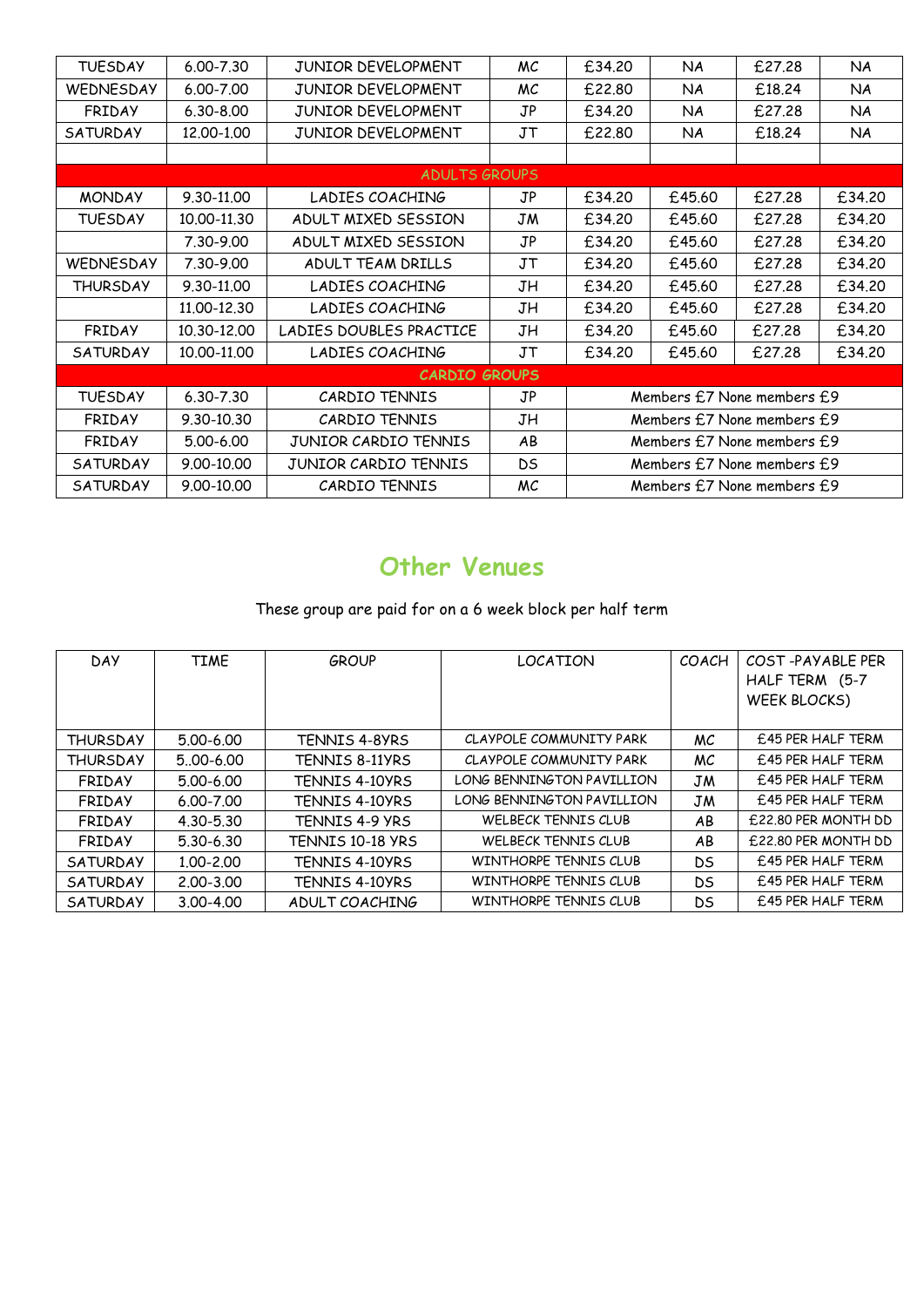| | | | | | | | |
|---|---|---|---|---|---|---|---|
| TUESDAY | 6.00-7.30 | JUNIOR DEVELOPMENT | MC | £34.20 | NA | £27.28 | NA |
| WEDNESDAY | 6.00-7.00 | JUNIOR DEVELOPMENT | MC | £22.80 | NA | £18.24 | NA |
| FRIDAY | 6.30-8.00 | JUNIOR DEVELOPMENT | JP | £34.20 | NA | £27.28 | NA |
| SATURDAY | 12.00-1.00 | JUNIOR DEVELOPMENT | JT | £22.80 | NA | £18.24 | NA |
| | | | | | | | |
| ADULTS GROUPS | | | | | | | |
| MONDAY | 9.30-11.00 | LADIES COACHING | JP | £34.20 | £45.60 | £27.28 | £34.20 |
| TUESDAY | 10.00-11.30 | ADULT MIXED SESSION | JM | £34.20 | £45.60 | £27.28 | £34.20 |
| | 7.30-9.00 | ADULT MIXED SESSION | JP | £34.20 | £45.60 | £27.28 | £34.20 |
| WEDNESDAY | 7.30-9.00 | ADULT TEAM DRILLS | JT | £34.20 | £45.60 | £27.28 | £34.20 |
| THURSDAY | 9.30-11.00 | LADIES COACHING | JH | £34.20 | £45.60 | £27.28 | £34.20 |
| | 11.00-12.30 | LADIES COACHING | JH | £34.20 | £45.60 | £27.28 | £34.20 |
| FRIDAY | 10.30-12.00 | LADIES DOUBLES PRACTICE | JH | £34.20 | £45.60 | £27.28 | £34.20 |
| SATURDAY | 10.00-11.00 | LADIES COACHING | JT | £34.20 | £45.60 | £27.28 | £34.20 |
| CARDIO GROUPS | | | | | | | |
| TUESDAY | 6.30-7.30 | CARDIO TENNIS | JP | Members £7 None members £9 | | | |
| FRIDAY | 9.30-10.30 | CARDIO TENNIS | JH | Members £7 None members £9 | | | |
| FRIDAY | 5.00-6.00 | JUNIOR CARDIO TENNIS | AB | Members £7 None members £9 | | | |
| SATURDAY | 9.00-10.00 | JUNIOR CARDIO TENNIS | DS | Members £7 None members £9 | | | |
| SATURDAY | 9.00-10.00 | CARDIO TENNIS | MC | Members £7 None members £9 | | | |

## Other Venues

These group are paid for on a 6 week block per half term

| DAY | TIME | GROUP | LOCATION | COACH | COST -PAYABLE PER HALF TERM (5-7 WEEK BLOCKS) |
|---|---|---|---|---|---|
| THURSDAY | 5.00-6.00 | TENNIS 4-8YRS | CLAYPOLE COMMUNITY PARK | MC | £45 PER HALF TERM |
| THURSDAY | 5..00-6.00 | TENNIS 8-11YRS | CLAYPOLE COMMUNITY PARK | MC | £45 PER HALF TERM |
| FRIDAY | 5.00-6.00 | TENNIS 4-10YRS | LONG BENNINGTON PAVILLION | JM | £45 PER HALF TERM |
| FRIDAY | 6.00-7.00 | TENNIS 4-10YRS | LONG BENNINGTON PAVILLION | JM | £45 PER HALF TERM |
| FRIDAY | 4.30-5.30 | TENNIS 4-9 YRS | WELBECK TENNIS CLUB | AB | £22.80 PER MONTH DD |
| FRIDAY | 5.30-6.30 | TENNIS 10-18 YRS | WELBECK TENNIS CLUB | AB | £22.80 PER MONTH DD |
| SATURDAY | 1.00-2.00 | TENNIS 4-10YRS | WINTHORPE TENNIS CLUB | DS | £45 PER HALF TERM |
| SATURDAY | 2.00-3.00 | TENNIS 4-10YRS | WINTHORPE TENNIS CLUB | DS | £45 PER HALF TERM |
| SATURDAY | 3.00-4.00 | ADULT COACHING | WINTHORPE TENNIS CLUB | DS | £45 PER HALF TERM |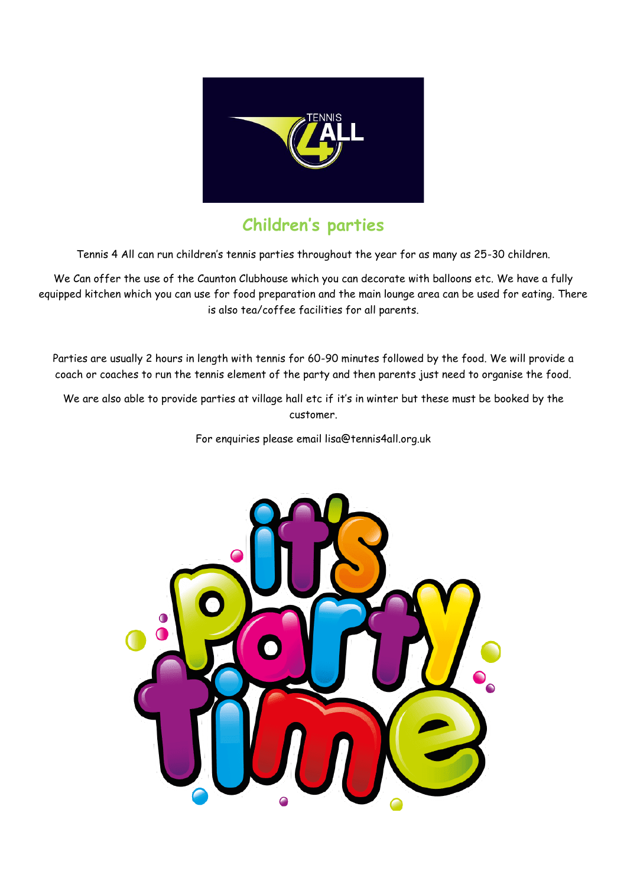## Children's parties

Tennis 4 All can run children's tennis parties throughout the year for as many as 25-30 children.

We Can offer the use of the Caunton Clubhouse which you can decorate with balloons etc. We have a fully equipped kitchen which you can use for food preparation and the main lounge area can be used for eating. There is also tea/coffee facilities for all parents.

Parties are usually 2 hours in length with tennis for 60-90 minutes followed by the food. We will provide a coach or coaches to run the tennis element of the party and then parents just need to organise the food.

We are also able to provide parties at village hall etc if it's in winter but these must be booked by the customer.

For enquiries please email lisa@tennis4all.org.uk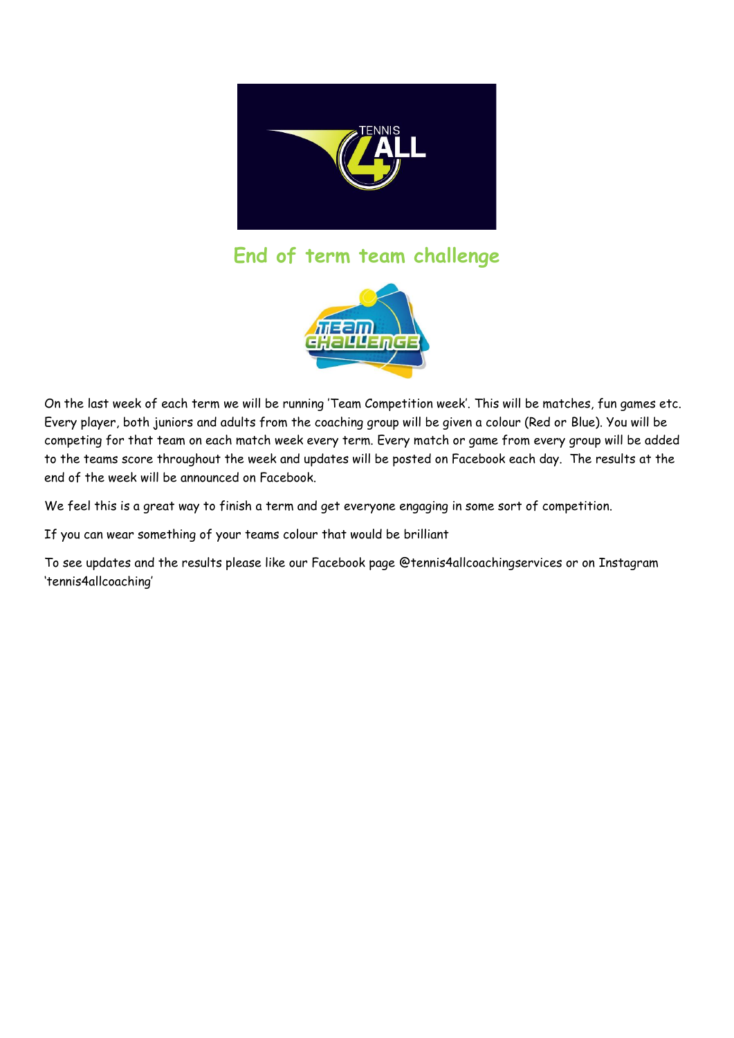## End of term team challenge

On the last week of each term we will be running 'Team Competition week'. This will be matches, fun games etc. Every player, both juniors and adults from the coaching group will be given a colour (Red or Blue). You will be competing for that team on each match week every term. Every match or game from every group will be added to the teams score throughout the week and updates will be posted on Facebook each day. The results at the end of the week will be announced on Facebook.

We feel this is a great way to finish a term and get everyone engaging in some sort of competition.

If you can wear something of your teams colour that would be brilliant

To see updates and the results please like our Facebook page @tennis4allcoachingservices or on Instagram 'tennis4allcoaching'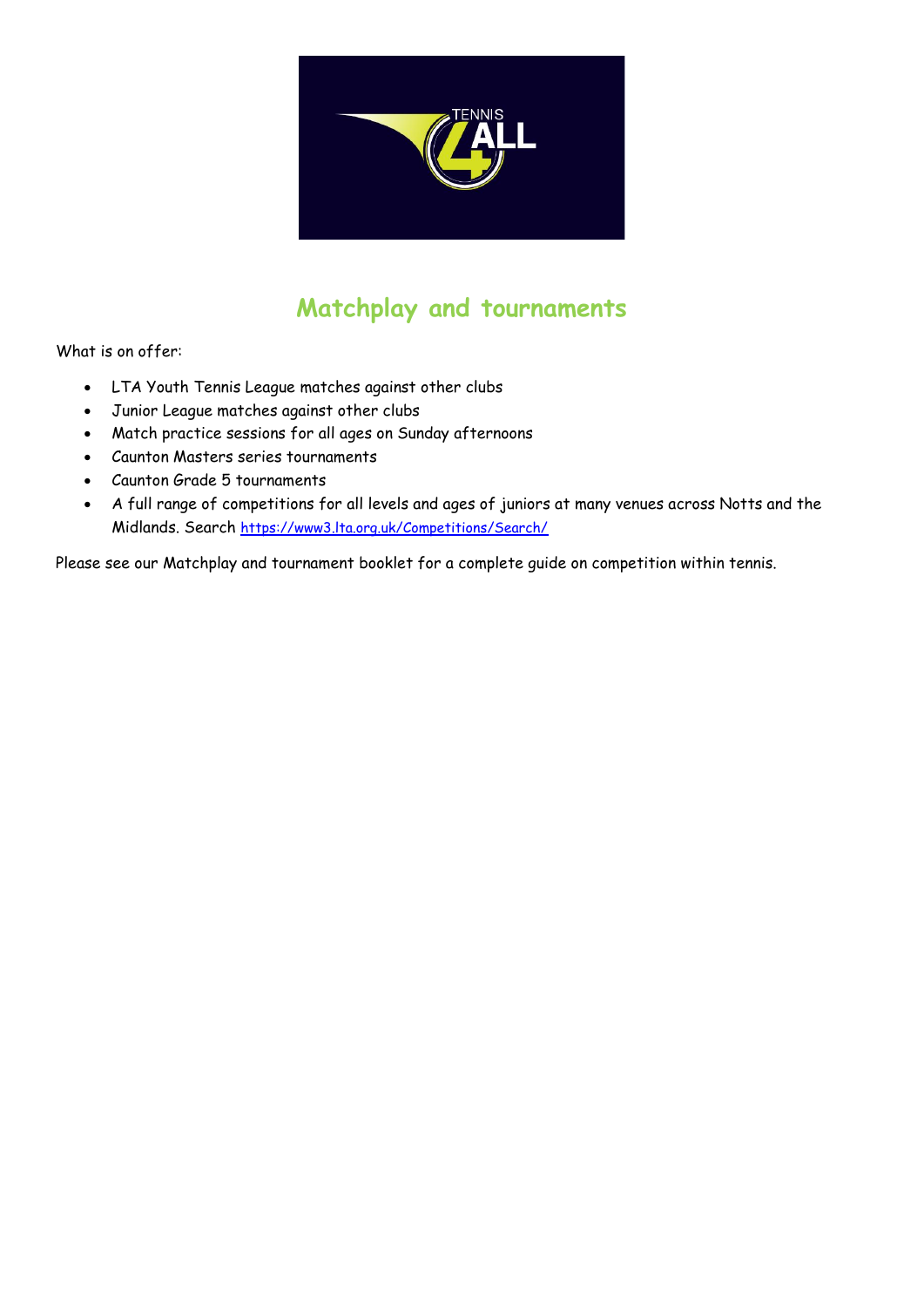## Matchplay and tournaments

What is on offer:

- LTA Youth Tennis League matches against other clubs
- Junior League matches against other clubs
- Match practice sessions for all ages on Sunday afternoons
- Caunton Masters series tournaments
- Caunton Grade 5 tournaments
- A full range of competitions for all levels and ages of juniors at many venues across Notts and the Midlands. Search https://www3.lta.org.uk/Competitions/Search/

Please see our Matchplay and tournament booklet for a complete guide on competition within tennis.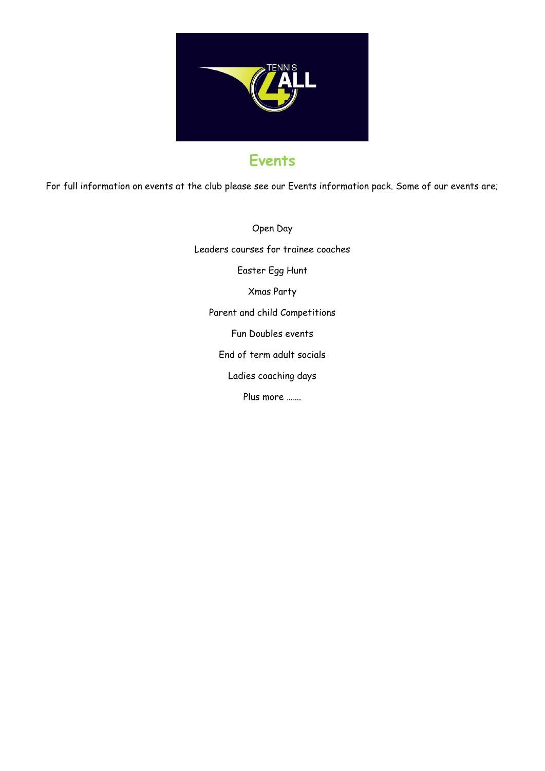# Events

For full information on events at the club please see our Events information pack. Some of our events are;

Open Day

Leaders courses for trainee coaches

Easter Egg Hunt

Xmas Party

Parent and child Competitions

Fun Doubles events

End of term adult socials

Ladies coaching days

Plus more …….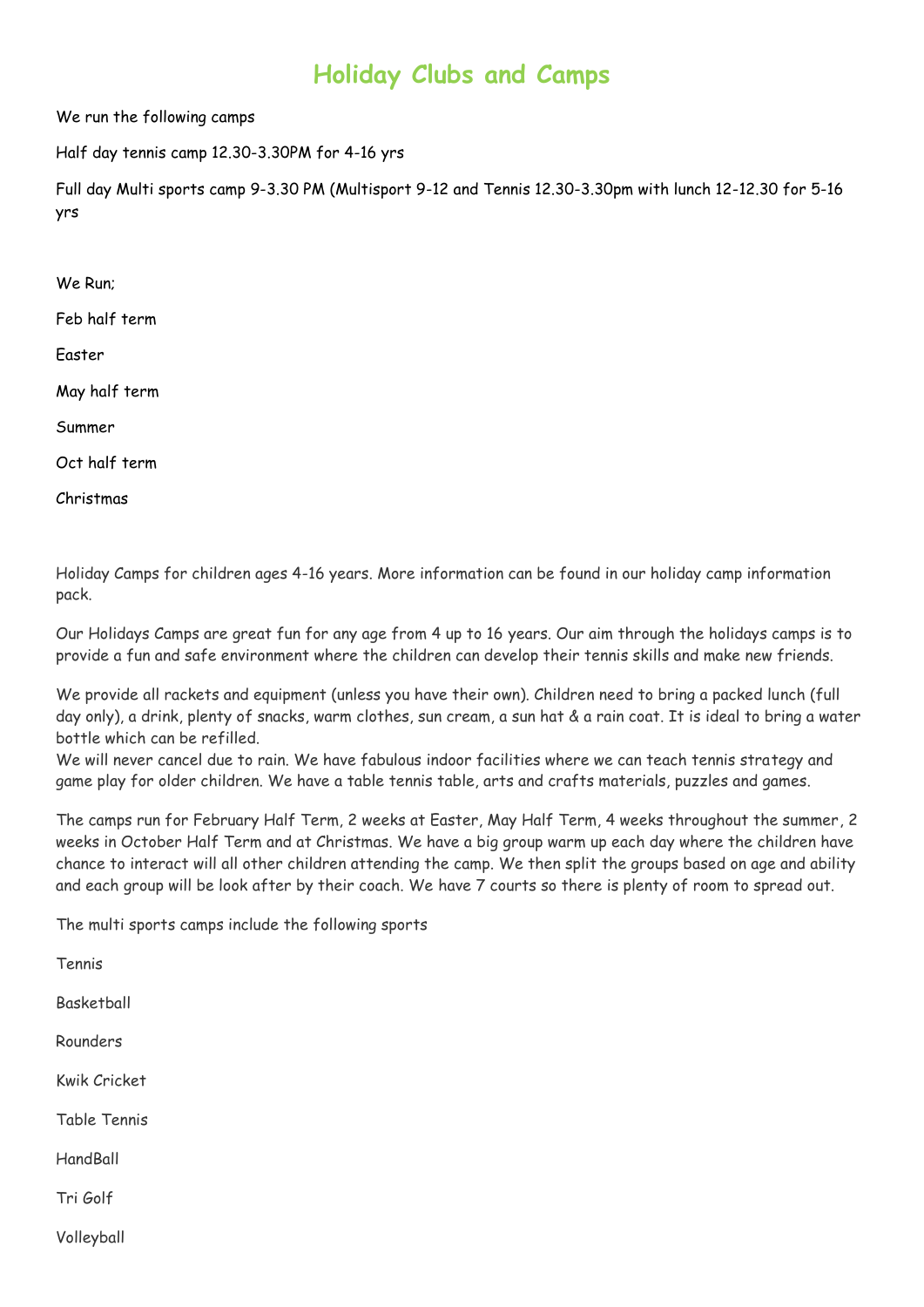# Holiday Clubs and Camps

We run the following camps

Half day tennis camp 12.30-3.30PM for 4-16 yrs

Full day Multi sports camp 9-3.30 PM (Multisport 9-12 and Tennis 12.30-3.30pm with lunch 12-12.30 for 5-16 yrs

We Run;

Feb half term

Easter

May half term

Summer

Oct half term

Christmas

Holiday Camps for children ages 4-16 years. More information can be found in our holiday camp information pack.

Our Holidays Camps are great fun for any age from 4 up to 16 years. Our aim through the holidays camps is to provide a fun and safe environment where the children can develop their tennis skills and make new friends.

We provide all rackets and equipment (unless you have their own). Children need to bring a packed lunch (full day only), a drink, plenty of snacks, warm clothes, sun cream, a sun hat & a rain coat. It is ideal to bring a water bottle which can be refilled.
We will never cancel due to rain. We have fabulous indoor facilities where we can teach tennis strategy and game play for older children. We have a table tennis table, arts and crafts materials, puzzles and games.

The camps run for February Half Term, 2 weeks at Easter, May Half Term, 4 weeks throughout the summer, 2 weeks in October Half Term and at Christmas. We have a big group warm up each day where the children have chance to interact will all other children attending the camp. We then split the groups based on age and ability and each group will be look after by their coach. We have 7 courts so there is plenty of room to spread out.

The multi sports camps include the following sports

Tennis

Basketball

Rounders

Kwik Cricket

Table Tennis

HandBall

Tri Golf

Volleyball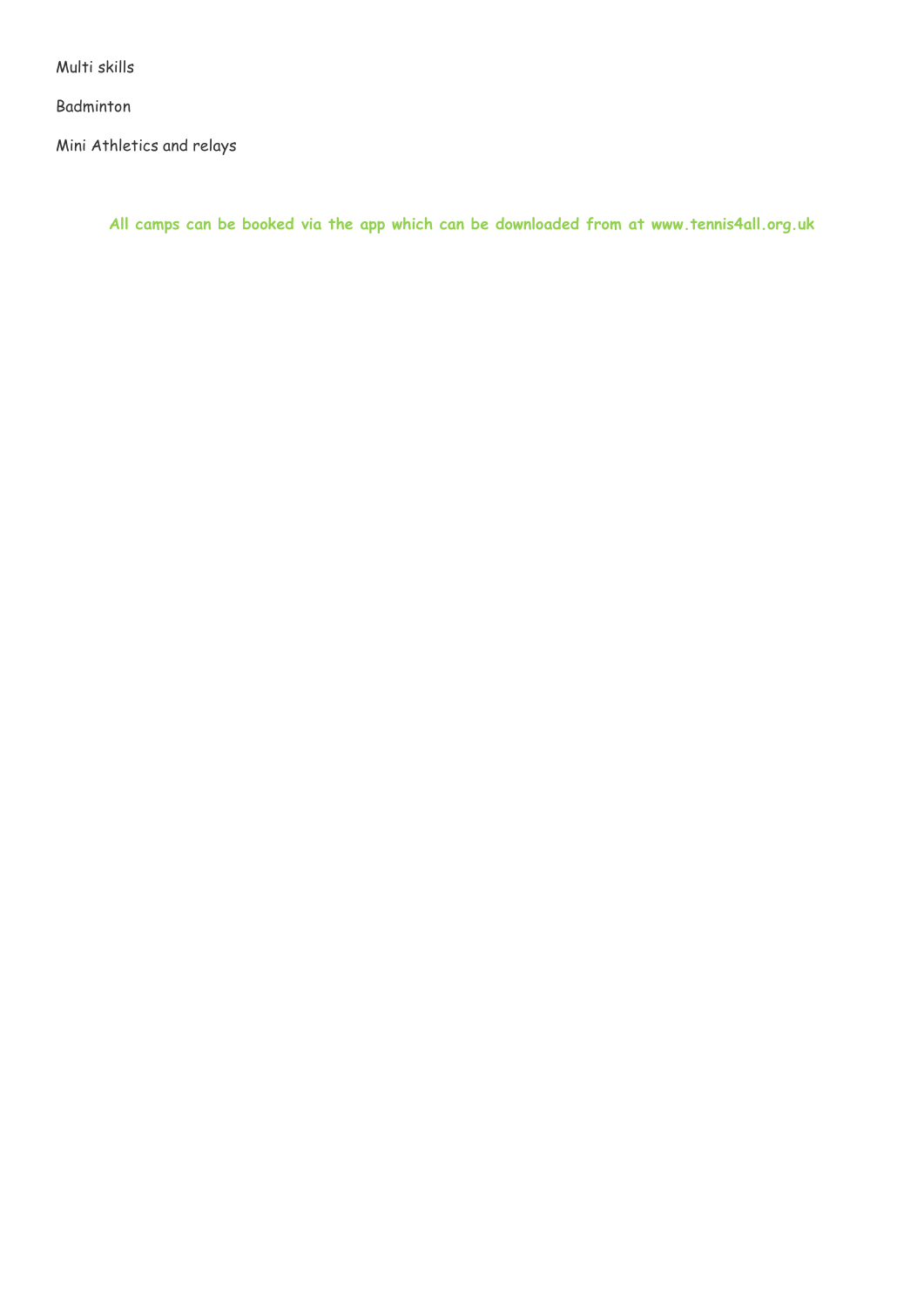Multi skills

Badminton

Mini Athletics and relays

**All camps can be booked via the app which can be downloaded from at www.tennis4all.org.uk**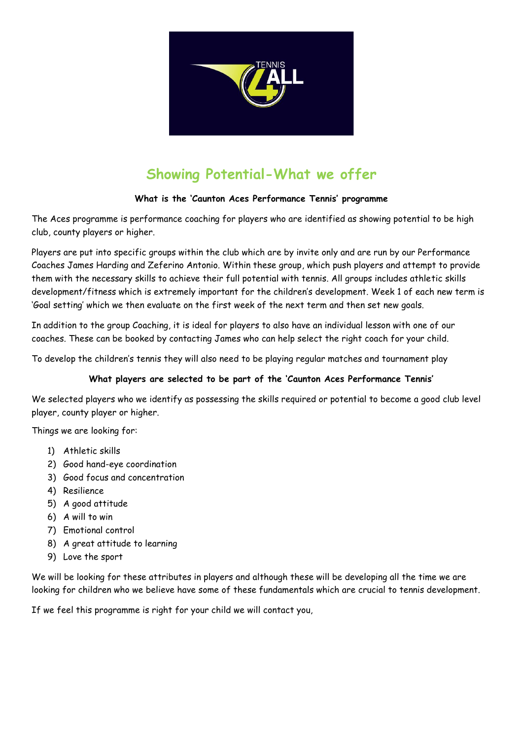# Showing Potential-What we offer

**What is the 'Caunton Aces Performance Tennis' programme**

The Aces programme is performance coaching for players who are identified as showing potential to be high club, county players or higher.

Players are put into specific groups within the club which are by invite only and are run by our Performance Coaches James Harding and Zeferino Antonio. Within these group, which push players and attempt to provide them with the necessary skills to achieve their full potential with tennis. All groups includes athletic skills development/fitness which is extremely important for the children's development. Week 1 of each new term is 'Goal setting' which we then evaluate on the first week of the next term and then set new goals.

In addition to the group Coaching, it is ideal for players to also have an individual lesson with one of our coaches. These can be booked by contacting James who can help select the right coach for your child.

To develop the children's tennis they will also need to be playing regular matches and tournament play

**What players are selected to be part of the 'Caunton Aces Performance Tennis'**

We selected players who we identify as possessing the skills required or potential to become a good club level player, county player or higher.

Things we are looking for:

1) Athletic skills
2) Good hand-eye coordination
3) Good focus and concentration
4) Resilience
5) A good attitude
6) A will to win
7) Emotional control
8) A great attitude to learning
9) Love the sport

We will be looking for these attributes in players and although these will be developing all the time we are looking for children who we believe have some of these fundamentals which are crucial to tennis development.

If we feel this programme is right for your child we will contact you,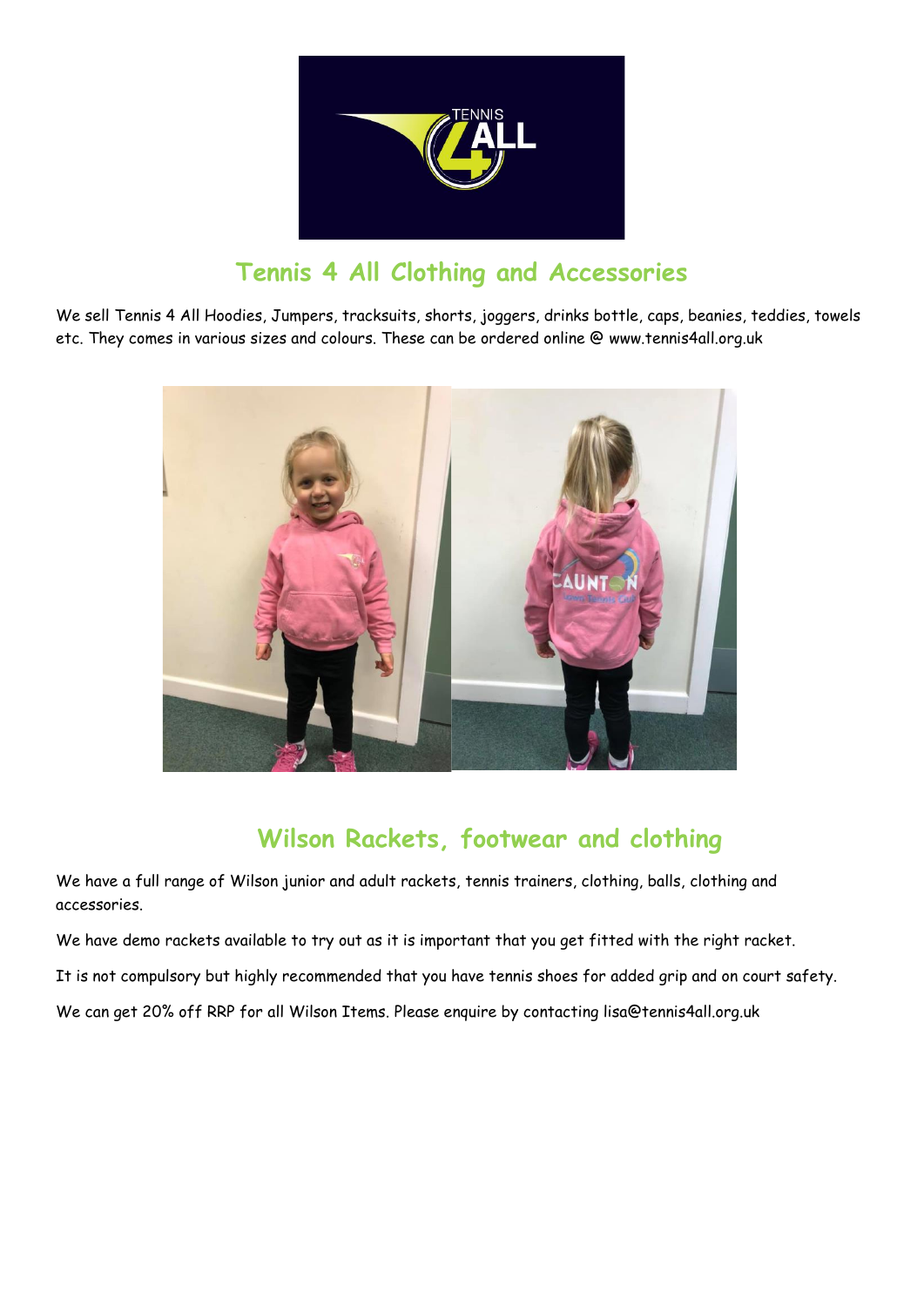## Tennis 4 All Clothing and Accessories

We sell Tennis 4 All Hoodies, Jumpers, tracksuits, shorts, joggers, drinks bottle, caps, beanies, teddies, towels etc. They comes in various sizes and colours. These can be ordered online @ www.tennis4all.org.uk

## Wilson Rackets, footwear and clothing

We have a full range of Wilson junior and adult rackets, tennis trainers, clothing, balls, clothing and accessories.

We have demo rackets available to try out as it is important that you get fitted with the right racket.

It is not compulsory but highly recommended that you have tennis shoes for added grip and on court safety.

We can get 20% off RRP for all Wilson Items. Please enquire by contacting lisa@tennis4all.org.uk